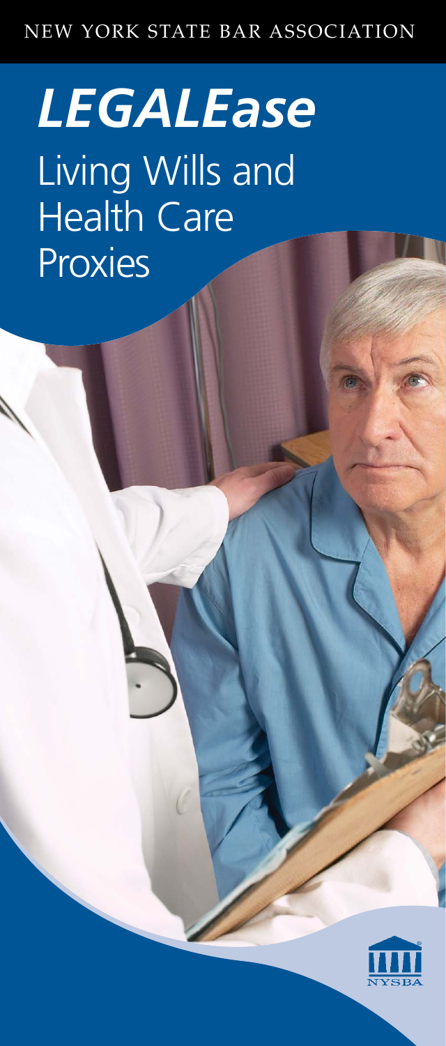NEW YORK STATE BAR ASSOCIATION

# *LEGALEase*

## Living Wills and Health Care Proxies

NYSBA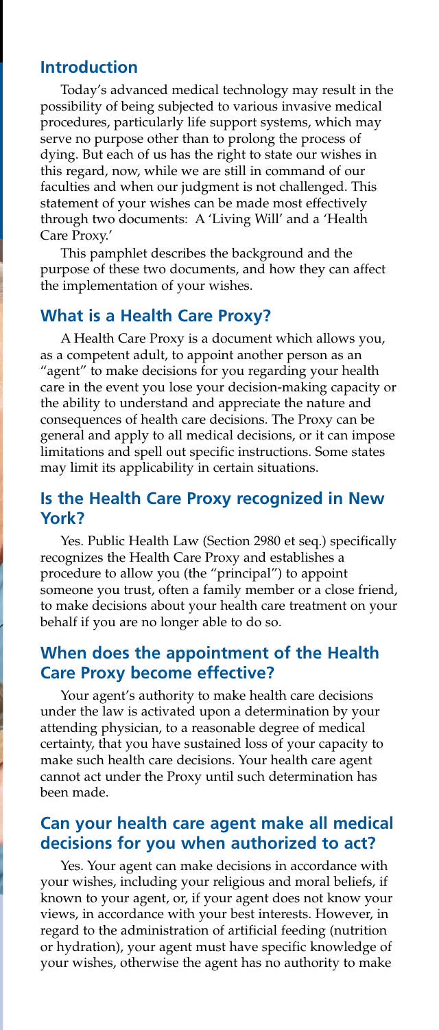## Introduction

Today's advanced medical technology may result in the possibility of being subjected to various invasive medical procedures, particularly life support systems, which may serve no purpose other than to prolong the process of dying. But each of us has the right to state our wishes in this regard, now, while we are still in command of our faculties and when our judgment is not challenged. This statement of your wishes can be made most effectively through two documents: A 'Living Will' and a 'Health Care Proxy.'

This pamphlet describes the background and the purpose of these two documents, and how they can affect the implementation of your wishes.

## What is a Health Care Proxy?

A Health Care Proxy is a document which allows you, as a competent adult, to appoint another person as an "agent" to make decisions for you regarding your health care in the event you lose your decision-making capacity or the ability to understand and appreciate the nature and consequences of health care decisions. The Proxy can be general and apply to all medical decisions, or it can impose limitations and spell out specific instructions. Some states may limit its applicability in certain situations.

## Is the Health Care Proxy recognized in New York?

Yes. Public Health Law (Section 2980 et seq.) specifically recognizes the Health Care Proxy and establishes a procedure to allow you (the "principal") to appoint someone you trust, often a family member or a close friend, to make decisions about your health care treatment on your behalf if you are no longer able to do so.

## When does the appointment of the Health Care Proxy become effective?

Your agent's authority to make health care decisions under the law is activated upon a determination by your attending physician, to a reasonable degree of medical certainty, that you have sustained loss of your capacity to make such health care decisions. Your health care agent cannot act under the Proxy until such determination has been made.

## Can your health care agent make all medical decisions for you when authorized to act?

Yes. Your agent can make decisions in accordance with your wishes, including your religious and moral beliefs, if known to your agent, or, if your agent does not know your views, in accordance with your best interests. However, in regard to the administration of artificial feeding (nutrition or hydration), your agent must have specific knowledge of your wishes, otherwise the agent has no authority to make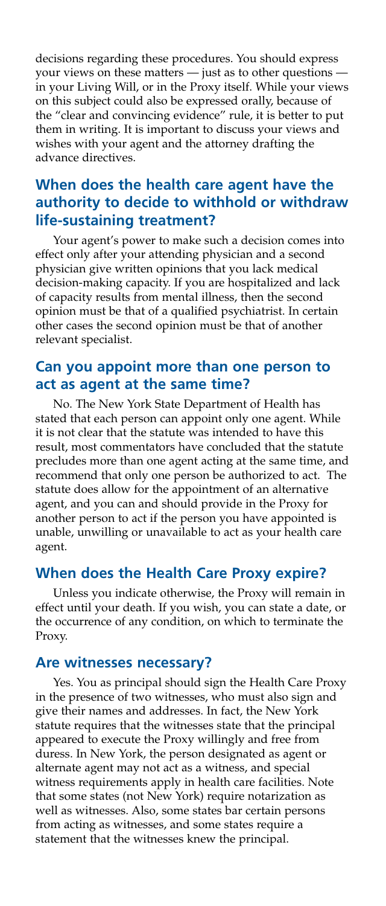decisions regarding these procedures. You should express your views on these matters — just as to other questions — in your Living Will, or in the Proxy itself. While your views on this subject could also be expressed orally, because of the "clear and convincing evidence" rule, it is better to put them in writing. It is important to discuss your views and wishes with your agent and the attorney drafting the advance directives.

## When does the health care agent have the authority to decide to withhold or withdraw life-sustaining treatment?

Your agent's power to make such a decision comes into effect only after your attending physician and a second physician give written opinions that you lack medical decision-making capacity. If you are hospitalized and lack of capacity results from mental illness, then the second opinion must be that of a qualified psychiatrist. In certain other cases the second opinion must be that of another relevant specialist.

## Can you appoint more than one person to act as agent at the same time?

No. The New York State Department of Health has stated that each person can appoint only one agent. While it is not clear that the statute was intended to have this result, most commentators have concluded that the statute precludes more than one agent acting at the same time, and recommend that only one person be authorized to act. The statute does allow for the appointment of an alternative agent, and you can and should provide in the Proxy for another person to act if the person you have appointed is unable, unwilling or unavailable to act as your health care agent.

## When does the Health Care Proxy expire?

Unless you indicate otherwise, the Proxy will remain in effect until your death. If you wish, you can state a date, or the occurrence of any condition, on which to terminate the Proxy.

## Are witnesses necessary?

Yes. You as principal should sign the Health Care Proxy in the presence of two witnesses, who must also sign and give their names and addresses. In fact, the New York statute requires that the witnesses state that the principal appeared to execute the Proxy willingly and free from duress. In New York, the person designated as agent or alternate agent may not act as a witness, and special witness requirements apply in health care facilities. Note that some states (not New York) require notarization as well as witnesses. Also, some states bar certain persons from acting as witnesses, and some states require a statement that the witnesses knew the principal.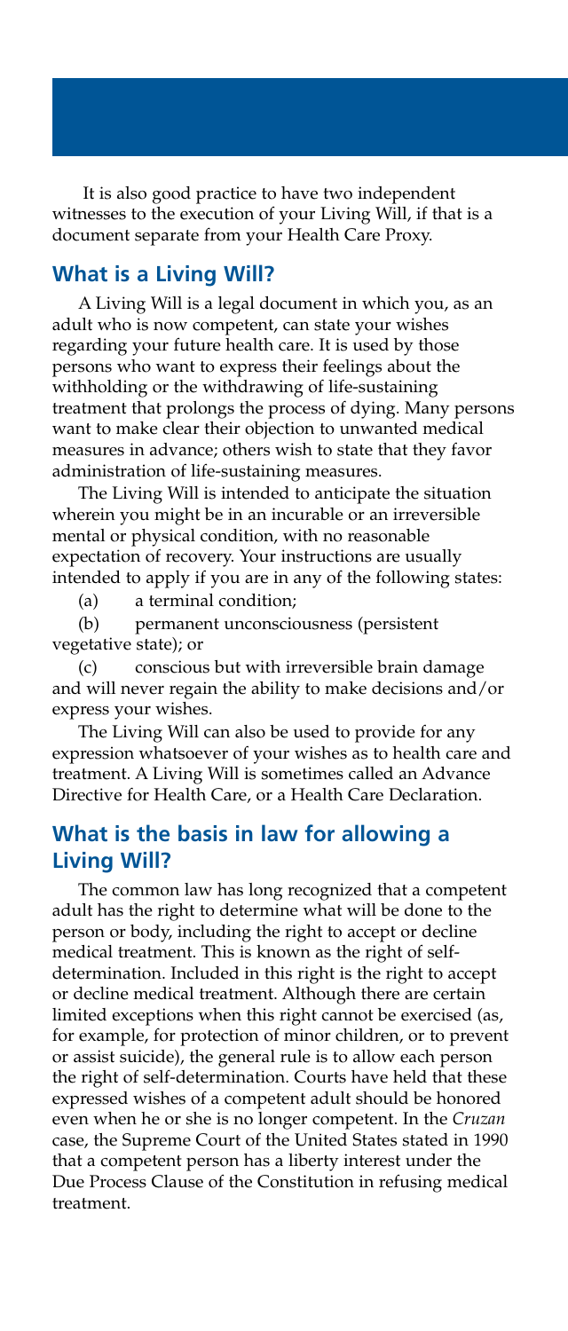It is also good practice to have two independent witnesses to the execution of your Living Will, if that is a document separate from your Health Care Proxy.

## What is a Living Will?

A Living Will is a legal document in which you, as an adult who is now competent, can state your wishes regarding your future health care. It is used by those persons who want to express their feelings about the withholding or the withdrawing of life-sustaining treatment that prolongs the process of dying. Many persons want to make clear their objection to unwanted medical measures in advance; others wish to state that they favor administration of life-sustaining measures.

The Living Will is intended to anticipate the situation wherein you might be in an incurable or an irreversible mental or physical condition, with no reasonable expectation of recovery. Your instructions are usually intended to apply if you are in any of the following states:

(a) a terminal condition;

(b) permanent unconsciousness (persistent vegetative state); or

(c) conscious but with irreversible brain damage and will never regain the ability to make decisions and/or express your wishes.

The Living Will can also be used to provide for any expression whatsoever of your wishes as to health care and treatment. A Living Will is sometimes called an Advance Directive for Health Care, or a Health Care Declaration.

## What is the basis in law for allowing a Living Will?

The common law has long recognized that a competent adult has the right to determine what will be done to the person or body, including the right to accept or decline medical treatment. This is known as the right of self-determination. Included in this right is the right to accept or decline medical treatment. Although there are certain limited exceptions when this right cannot be exercised (as, for example, for protection of minor children, or to prevent or assist suicide), the general rule is to allow each person the right of self-determination. Courts have held that these expressed wishes of a competent adult should be honored even when he or she is no longer competent. In the *Cruzan* case, the Supreme Court of the United States stated in 1990 that a competent person has a liberty interest under the Due Process Clause of the Constitution in refusing medical treatment.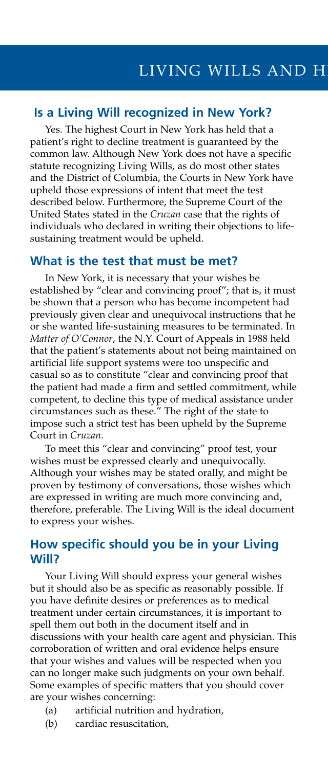## Is a Living Will recognized in New York?

Yes. The highest Court in New York has held that a patient's right to decline treatment is guaranteed by the common law. Although New York does not have a specific statute recognizing Living Wills, as do most other states and the District of Columbia, the Courts in New York have upheld those expressions of intent that meet the test described below. Furthermore, the Supreme Court of the United States stated in the *Cruzan* case that the rights of individuals who declared in writing their objections to life-sustaining treatment would be upheld.

## What is the test that must be met?

In New York, it is necessary that your wishes be established by "clear and convincing proof"; that is, it must be shown that a person who has become incompetent had previously given clear and unequivocal instructions that he or she wanted life-sustaining measures to be terminated. In *Matter of O'Connor*, the N.Y. Court of Appeals in 1988 held that the patient's statements about not being maintained on artificial life support systems were too unspecific and casual so as to constitute "clear and convincing proof that the patient had made a firm and settled commitment, while competent, to decline this type of medical assistance under circumstances such as these." The right of the state to impose such a strict test has been upheld by the Supreme Court in *Cruzan*.

To meet this "clear and convincing" proof test, your wishes must be expressed clearly and unequivocally. Although your wishes may be stated orally, and might be proven by testimony of conversations, those wishes which are expressed in writing are much more convincing and, therefore, preferable. The Living Will is the ideal document to express your wishes.

## How specific should you be in your Living Will?

Your Living Will should express your general wishes but it should also be as specific as reasonably possible. If you have definite desires or preferences as to medical treatment under certain circumstances, it is important to spell them out both in the document itself and in discussions with your health care agent and physician. This corroboration of written and oral evidence helps ensure that your wishes and values will be respected when you can no longer make such judgments on your own behalf. Some examples of specific matters that you should cover are your wishes concerning:

(a) artificial nutrition and hydration,
(b) cardiac resuscitation,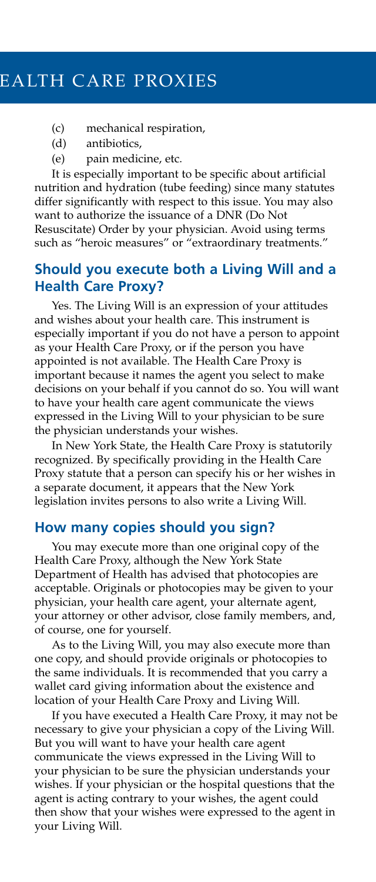(c) mechanical respiration,
(d) antibiotics,
(e) pain medicine, etc.

It is especially important to be specific about artificial nutrition and hydration (tube feeding) since many statutes differ significantly with respect to this issue. You may also want to authorize the issuance of a DNR (Do Not Resuscitate) Order by your physician. Avoid using terms such as "heroic measures" or "extraordinary treatments."

## Should you execute both a Living Will and a Health Care Proxy?

Yes. The Living Will is an expression of your attitudes and wishes about your health care. This instrument is especially important if you do not have a person to appoint as your Health Care Proxy, or if the person you have appointed is not available. The Health Care Proxy is important because it names the agent you select to make decisions on your behalf if you cannot do so. You will want to have your health care agent communicate the views expressed in the Living Will to your physician to be sure the physician understands your wishes.

In New York State, the Health Care Proxy is statutorily recognized. By specifically providing in the Health Care Proxy statute that a person can specify his or her wishes in a separate document, it appears that the New York legislation invites persons to also write a Living Will.

## How many copies should you sign?

You may execute more than one original copy of the Health Care Proxy, although the New York State Department of Health has advised that photocopies are acceptable. Originals or photocopies may be given to your physician, your health care agent, your alternate agent, your attorney or other advisor, close family members, and, of course, one for yourself.

As to the Living Will, you may also execute more than one copy, and should provide originals or photocopies to the same individuals. It is recommended that you carry a wallet card giving information about the existence and location of your Health Care Proxy and Living Will.

If you have executed a Health Care Proxy, it may not be necessary to give your physician a copy of the Living Will. But you will want to have your health care agent communicate the views expressed in the Living Will to your physician to be sure the physician understands your wishes. If your physician or the hospital questions that the agent is acting contrary to your wishes, the agent could then show that your wishes were expressed to the agent in your Living Will.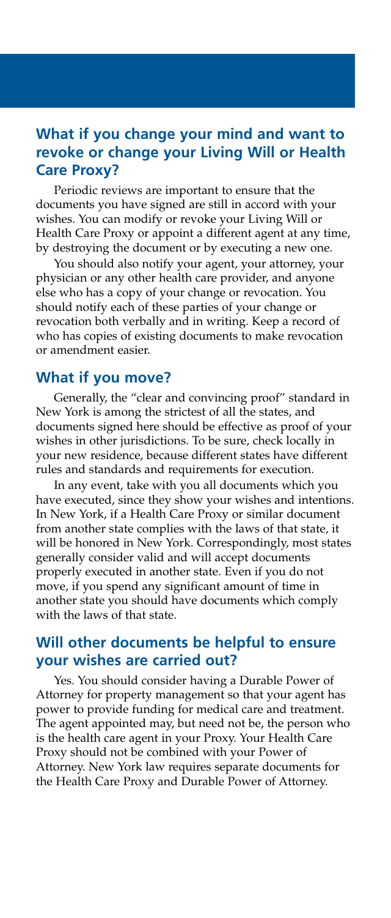## What if you change your mind and want to revoke or change your Living Will or Health Care Proxy?

Periodic reviews are important to ensure that the documents you have signed are still in accord with your wishes. You can modify or revoke your Living Will or Health Care Proxy or appoint a different agent at any time, by destroying the document or by executing a new one.

You should also notify your agent, your attorney, your physician or any other health care provider, and anyone else who has a copy of your change or revocation. You should notify each of these parties of your change or revocation both verbally and in writing. Keep a record of who has copies of existing documents to make revocation or amendment easier.

## What if you move?

Generally, the "clear and convincing proof" standard in New York is among the strictest of all the states, and documents signed here should be effective as proof of your wishes in other jurisdictions. To be sure, check locally in your new residence, because different states have different rules and standards and requirements for execution.

In any event, take with you all documents which you have executed, since they show your wishes and intentions. In New York, if a Health Care Proxy or similar document from another state complies with the laws of that state, it will be honored in New York. Correspondingly, most states generally consider valid and will accept documents properly executed in another state. Even if you do not move, if you spend any significant amount of time in another state you should have documents which comply with the laws of that state.

## Will other documents be helpful to ensure your wishes are carried out?

Yes. You should consider having a Durable Power of Attorney for property management so that your agent has power to provide funding for medical care and treatment. The agent appointed may, but need not be, the person who is the health care agent in your Proxy. Your Health Care Proxy should not be combined with your Power of Attorney. New York law requires separate documents for the Health Care Proxy and Durable Power of Attorney.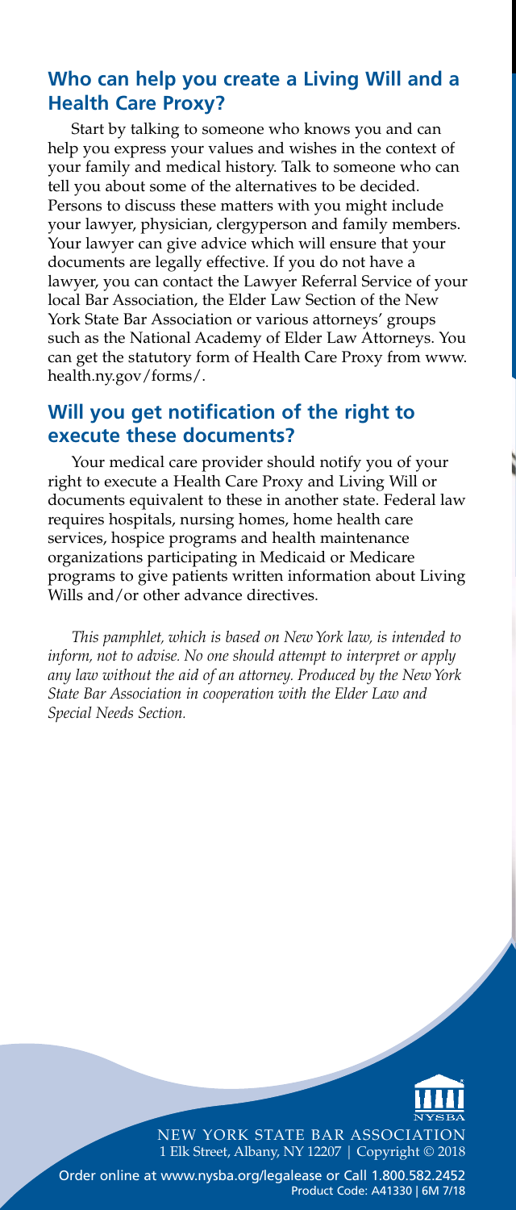## Who can help you create a Living Will and a Health Care Proxy?

Start by talking to someone who knows you and can help you express your values and wishes in the context of your family and medical history. Talk to someone who can tell you about some of the alternatives to be decided. Persons to discuss these matters with you might include your lawyer, physician, clergyperson and family members. Your lawyer can give advice which will ensure that your documents are legally effective. If you do not have a lawyer, you can contact the Lawyer Referral Service of your local Bar Association, the Elder Law Section of the New York State Bar Association or various attorneys' groups such as the National Academy of Elder Law Attorneys. You can get the statutory form of Health Care Proxy from www.health.ny.gov/forms/.

## Will you get notification of the right to execute these documents?

Your medical care provider should notify you of your right to execute a Health Care Proxy and Living Will or documents equivalent to these in another state. Federal law requires hospitals, nursing homes, home health care services, hospice programs and health maintenance organizations participating in Medicaid or Medicare programs to give patients written information about Living Wills and/or other advance directives.

*This pamphlet, which is based on New York law, is intended to inform, not to advise. No one should attempt to interpret or apply any law without the aid of an attorney. Produced by the New York State Bar Association in cooperation with the Elder Law and Special Needs Section.*

NYSBA

NEW YORK STATE BAR ASSOCIATION
1 Elk Street, Albany, NY 12207 | Copyright © 2018

Order online at www.nysba.org/legalease or Call 1.800.582.2452
Product Code: A41330 | 6M 7/18